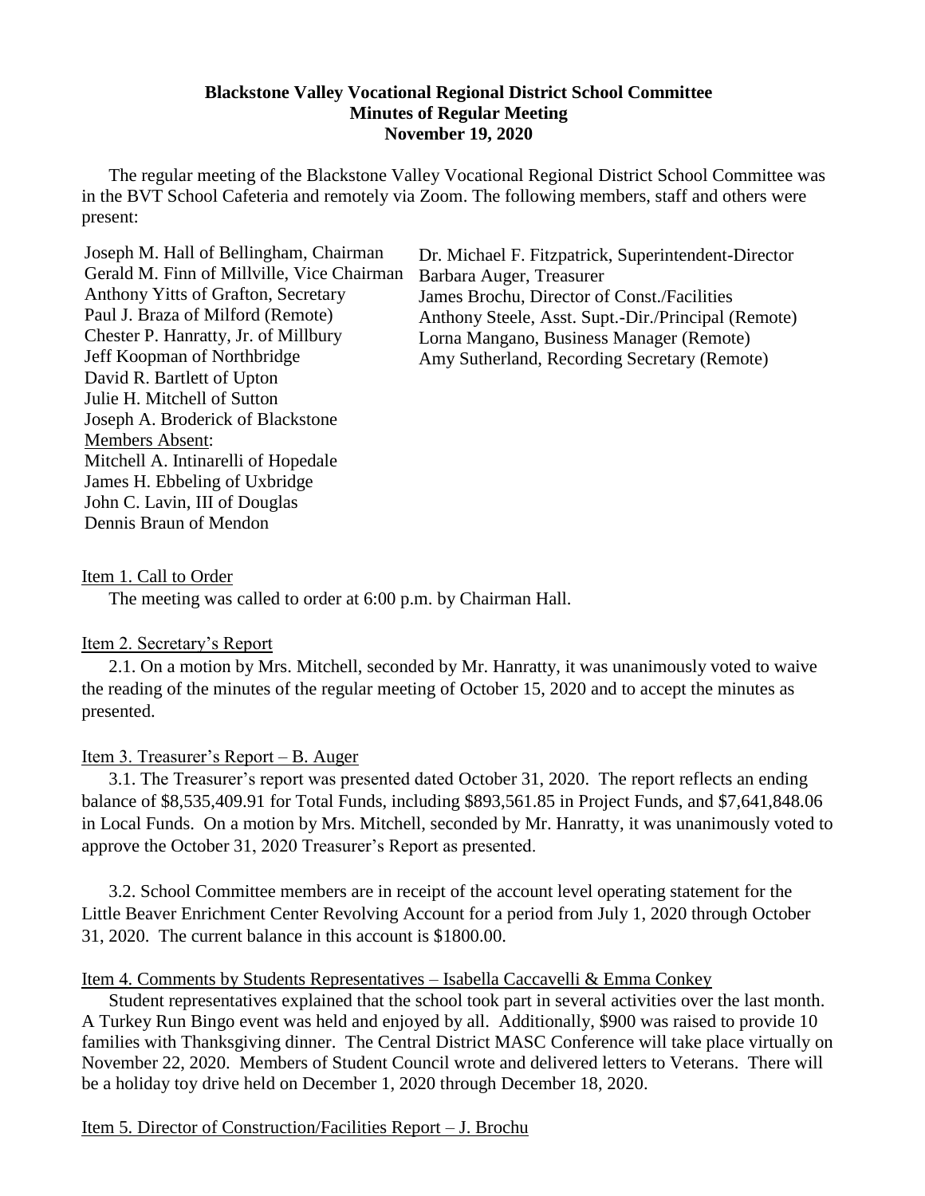# Blackstone Valley Vocational Regional District School Committee
## Minutes of Regular Meeting
### November 19, 2020

The regular meeting of the Blackstone Valley Vocational Regional District School Committee was in the BVT School Cafeteria and remotely via Zoom. The following members, staff and others were present:

Joseph M. Hall of Bellingham, Chairman
Gerald M. Finn of Millville, Vice Chairman
Anthony Yitts of Grafton, Secretary
Paul J. Braza of Milford (Remote)
Chester P. Hanratty, Jr. of Millbury
Jeff Koopman of Northbridge
David R. Bartlett of Upton
Julie H. Mitchell of Sutton
Joseph A. Broderick of Blackstone

Members Absent:
Mitchell A. Intinarelli of Hopedale
James H. Ebbeling of Uxbridge
John C. Lavin, III of Douglas
Dennis Braun of Mendon

Dr. Michael F. Fitzpatrick, Superintendent-Director
Barbara Auger, Treasurer
James Brochu, Director of Const./Facilities
Anthony Steele, Asst. Supt.-Dir./Principal (Remote)
Lorna Mangano, Business Manager (Remote)
Amy Sutherland, Recording Secretary (Remote)

Item 1. Call to Order

The meeting was called to order at 6:00 p.m. by Chairman Hall.

Item 2. Secretary's Report

2.1. On a motion by Mrs. Mitchell, seconded by Mr. Hanratty, it was unanimously voted to waive the reading of the minutes of the regular meeting of October 15, 2020 and to accept the minutes as presented.

Item 3. Treasurer's Report – B. Auger

3.1. The Treasurer's report was presented dated October 31, 2020. The report reflects an ending balance of $8,535,409.91 for Total Funds, including $893,561.85 in Project Funds, and $7,641,848.06 in Local Funds. On a motion by Mrs. Mitchell, seconded by Mr. Hanratty, it was unanimously voted to approve the October 31, 2020 Treasurer's Report as presented.

3.2. School Committee members are in receipt of the account level operating statement for the Little Beaver Enrichment Center Revolving Account for a period from July 1, 2020 through October 31, 2020. The current balance in this account is $1800.00.

Item 4. Comments by Students Representatives – Isabella Caccavelli & Emma Conkey

Student representatives explained that the school took part in several activities over the last month. A Turkey Run Bingo event was held and enjoyed by all. Additionally, $900 was raised to provide 10 families with Thanksgiving dinner. The Central District MASC Conference will take place virtually on November 22, 2020. Members of Student Council wrote and delivered letters to Veterans. There will be a holiday toy drive held on December 1, 2020 through December 18, 2020.

Item 5. Director of Construction/Facilities Report – J. Brochu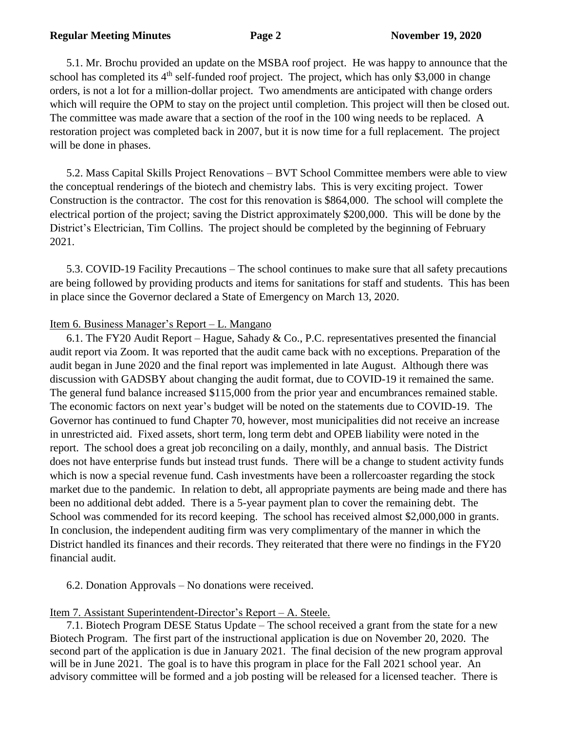5.1. Mr. Brochu provided an update on the MSBA roof project. He was happy to announce that the school has completed its 4th self-funded roof project. The project, which has only $3,000 in change orders, is not a lot for a million-dollar project. Two amendments are anticipated with change orders which will require the OPM to stay on the project until completion. This project will then be closed out. The committee was made aware that a section of the roof in the 100 wing needs to be replaced. A restoration project was completed back in 2007, but it is now time for a full replacement. The project will be done in phases.

5.2. Mass Capital Skills Project Renovations – BVT School Committee members were able to view the conceptual renderings of the biotech and chemistry labs. This is very exciting project. Tower Construction is the contractor. The cost for this renovation is $864,000. The school will complete the electrical portion of the project; saving the District approximately $200,000. This will be done by the District's Electrician, Tim Collins. The project should be completed by the beginning of February 2021.

5.3. COVID-19 Facility Precautions – The school continues to make sure that all safety precautions are being followed by providing products and items for sanitations for staff and students. This has been in place since the Governor declared a State of Emergency on March 13, 2020.

Item 6. Business Manager's Report – L. Mangano

6.1. The FY20 Audit Report – Hague, Sahady & Co., P.C. representatives presented the financial audit report via Zoom. It was reported that the audit came back with no exceptions. Preparation of the audit began in June 2020 and the final report was implemented in late August. Although there was discussion with GADSBY about changing the audit format, due to COVID-19 it remained the same. The general fund balance increased $115,000 from the prior year and encumbrances remained stable. The economic factors on next year's budget will be noted on the statements due to COVID-19. The Governor has continued to fund Chapter 70, however, most municipalities did not receive an increase in unrestricted aid. Fixed assets, short term, long term debt and OPEB liability were noted in the report. The school does a great job reconciling on a daily, monthly, and annual basis. The District does not have enterprise funds but instead trust funds. There will be a change to student activity funds which is now a special revenue fund. Cash investments have been a rollercoaster regarding the stock market due to the pandemic. In relation to debt, all appropriate payments are being made and there has been no additional debt added. There is a 5-year payment plan to cover the remaining debt. The School was commended for its record keeping. The school has received almost $2,000,000 in grants. In conclusion, the independent auditing firm was very complimentary of the manner in which the District handled its finances and their records. They reiterated that there were no findings in the FY20 financial audit.

6.2. Donation Approvals – No donations were received.

Item 7. Assistant Superintendent-Director's Report – A. Steele.

7.1. Biotech Program DESE Status Update – The school received a grant from the state for a new Biotech Program. The first part of the instructional application is due on November 20, 2020. The second part of the application is due in January 2021. The final decision of the new program approval will be in June 2021. The goal is to have this program in place for the Fall 2021 school year. An advisory committee will be formed and a job posting will be released for a licensed teacher. There is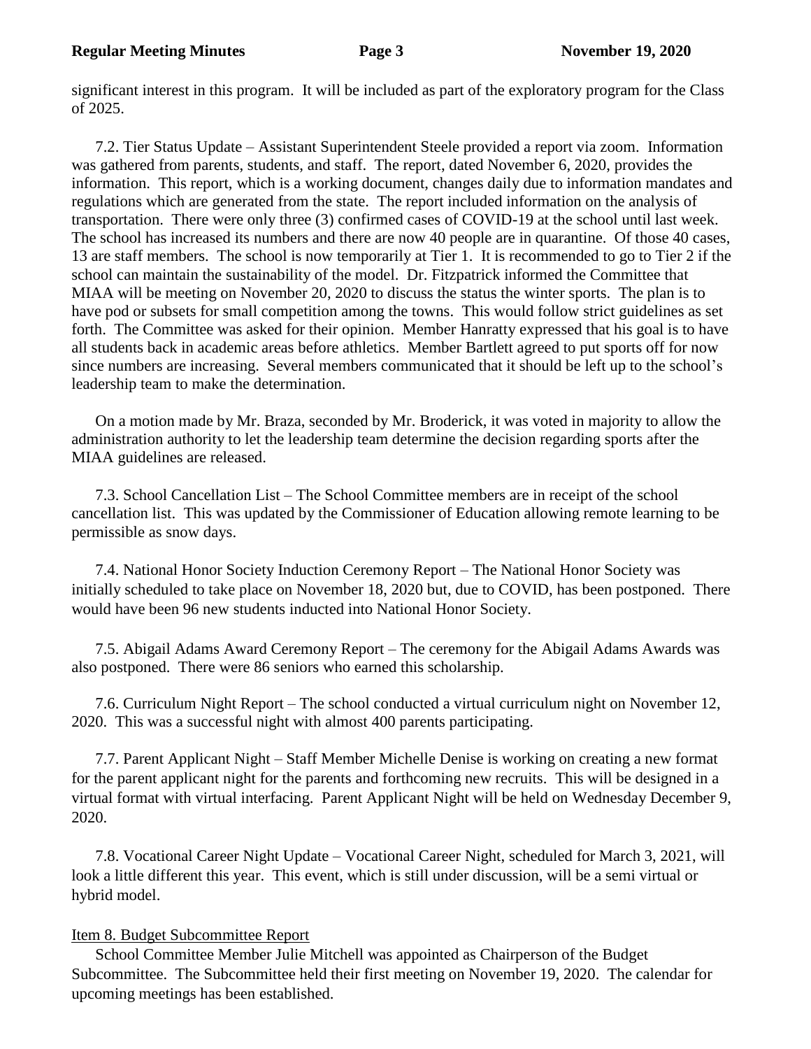significant interest in this program. It will be included as part of the exploratory program for the Class of 2025.

7.2. Tier Status Update – Assistant Superintendent Steele provided a report via zoom. Information was gathered from parents, students, and staff. The report, dated November 6, 2020, provides the information. This report, which is a working document, changes daily due to information mandates and regulations which are generated from the state. The report included information on the analysis of transportation. There were only three (3) confirmed cases of COVID-19 at the school until last week. The school has increased its numbers and there are now 40 people are in quarantine. Of those 40 cases, 13 are staff members. The school is now temporarily at Tier 1. It is recommended to go to Tier 2 if the school can maintain the sustainability of the model. Dr. Fitzpatrick informed the Committee that MIAA will be meeting on November 20, 2020 to discuss the status the winter sports. The plan is to have pod or subsets for small competition among the towns. This would follow strict guidelines as set forth. The Committee was asked for their opinion. Member Hanratty expressed that his goal is to have all students back in academic areas before athletics. Member Bartlett agreed to put sports off for now since numbers are increasing. Several members communicated that it should be left up to the school's leadership team to make the determination.

On a motion made by Mr. Braza, seconded by Mr. Broderick, it was voted in majority to allow the administration authority to let the leadership team determine the decision regarding sports after the MIAA guidelines are released.

7.3. School Cancellation List – The School Committee members are in receipt of the school cancellation list. This was updated by the Commissioner of Education allowing remote learning to be permissible as snow days.

7.4. National Honor Society Induction Ceremony Report – The National Honor Society was initially scheduled to take place on November 18, 2020 but, due to COVID, has been postponed. There would have been 96 new students inducted into National Honor Society.

7.5. Abigail Adams Award Ceremony Report – The ceremony for the Abigail Adams Awards was also postponed. There were 86 seniors who earned this scholarship.

7.6. Curriculum Night Report – The school conducted a virtual curriculum night on November 12, 2020. This was a successful night with almost 400 parents participating.

7.7. Parent Applicant Night – Staff Member Michelle Denise is working on creating a new format for the parent applicant night for the parents and forthcoming new recruits. This will be designed in a virtual format with virtual interfacing. Parent Applicant Night will be held on Wednesday December 9, 2020.

7.8. Vocational Career Night Update – Vocational Career Night, scheduled for March 3, 2021, will look a little different this year. This event, which is still under discussion, will be a semi virtual or hybrid model.

Item 8. Budget Subcommittee Report

School Committee Member Julie Mitchell was appointed as Chairperson of the Budget Subcommittee. The Subcommittee held their first meeting on November 19, 2020. The calendar for upcoming meetings has been established.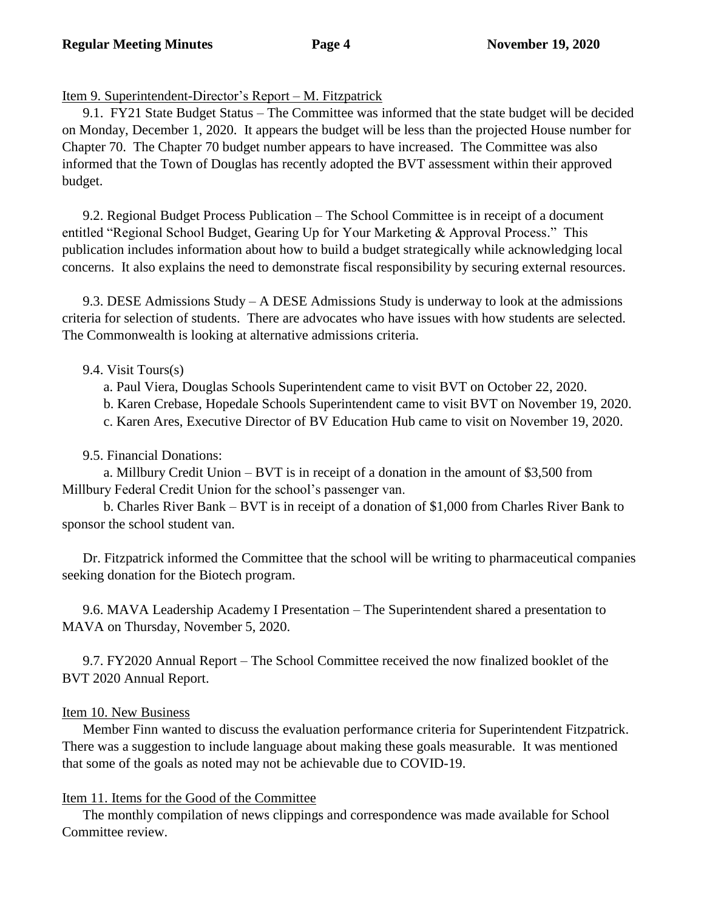Item 9. Superintendent-Director's Report – M. Fitzpatrick

9.1. FY21 State Budget Status – The Committee was informed that the state budget will be decided on Monday, December 1, 2020. It appears the budget will be less than the projected House number for Chapter 70. The Chapter 70 budget number appears to have increased. The Committee was also informed that the Town of Douglas has recently adopted the BVT assessment within their approved budget.

9.2. Regional Budget Process Publication – The School Committee is in receipt of a document entitled "Regional School Budget, Gearing Up for Your Marketing & Approval Process." This publication includes information about how to build a budget strategically while acknowledging local concerns. It also explains the need to demonstrate fiscal responsibility by securing external resources.

9.3. DESE Admissions Study – A DESE Admissions Study is underway to look at the admissions criteria for selection of students. There are advocates who have issues with how students are selected. The Commonwealth is looking at alternative admissions criteria.

9.4. Visit Tours(s)

a. Paul Viera, Douglas Schools Superintendent came to visit BVT on October 22, 2020.
b. Karen Crebase, Hopedale Schools Superintendent came to visit BVT on November 19, 2020.
c. Karen Ares, Executive Director of BV Education Hub came to visit on November 19, 2020.

9.5. Financial Donations:

a. Millbury Credit Union – BVT is in receipt of a donation in the amount of $3,500 from Millbury Federal Credit Union for the school's passenger van.

b. Charles River Bank – BVT is in receipt of a donation of $1,000 from Charles River Bank to sponsor the school student van.

Dr. Fitzpatrick informed the Committee that the school will be writing to pharmaceutical companies seeking donation for the Biotech program.

9.6. MAVA Leadership Academy I Presentation – The Superintendent shared a presentation to MAVA on Thursday, November 5, 2020.

9.7. FY2020 Annual Report – The School Committee received the now finalized booklet of the BVT 2020 Annual Report.

Item 10. New Business

Member Finn wanted to discuss the evaluation performance criteria for Superintendent Fitzpatrick. There was a suggestion to include language about making these goals measurable. It was mentioned that some of the goals as noted may not be achievable due to COVID-19.

Item 11. Items for the Good of the Committee

The monthly compilation of news clippings and correspondence was made available for School Committee review.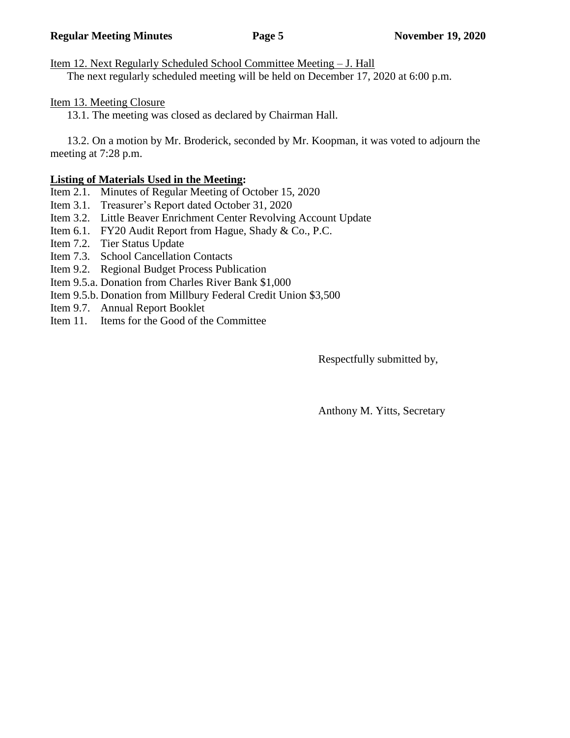Item 12. Next Regularly Scheduled School Committee Meeting – J. Hall

The next regularly scheduled meeting will be held on December 17, 2020 at 6:00 p.m.

Item 13. Meeting Closure

13.1. The meeting was closed as declared by Chairman Hall.

13.2. On a motion by Mr. Broderick, seconded by Mr. Koopman, it was voted to adjourn the meeting at 7:28 p.m.

**Listing of Materials Used in the Meeting:**

Item 2.1. Minutes of Regular Meeting of October 15, 2020
Item 3.1. Treasurer's Report dated October 31, 2020
Item 3.2. Little Beaver Enrichment Center Revolving Account Update
Item 6.1. FY20 Audit Report from Hague, Shady & Co., P.C.
Item 7.2. Tier Status Update
Item 7.3. School Cancellation Contacts
Item 9.2. Regional Budget Process Publication
Item 9.5.a. Donation from Charles River Bank $1,000
Item 9.5.b. Donation from Millbury Federal Credit Union $3,500
Item 9.7. Annual Report Booklet
Item 11. Items for the Good of the Committee

Respectfully submitted by,

Anthony M. Yitts, Secretary